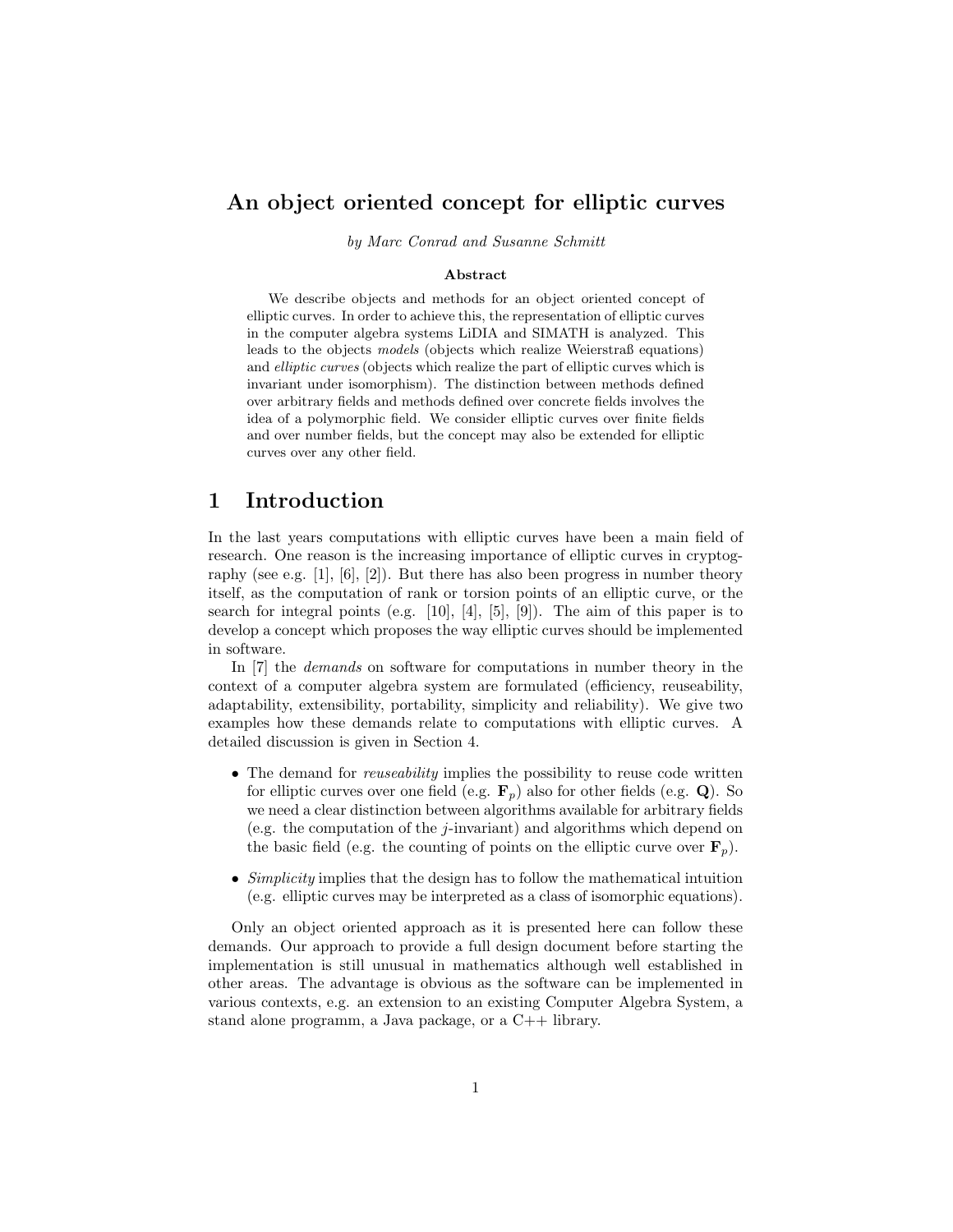# An object oriented concept for elliptic curves

*by Marc Conrad and Susanne Schmitt*

**Abstract**

We describe objects and methods for an object oriented concept of elliptic curves. In order to achieve this, the representation of elliptic curves in the computer algebra systems LiDIA and SIMATH is analyzed. This leads to the objects *models* (objects which realize Weierstraß equations) and *elliptic curves* (objects which realize the part of elliptic curves which is invariant under isomorphism). The distinction between methods defined over arbitrary fields and methods defined over concrete fields involves the idea of a polymorphic field. We consider elliptic curves over finite fields and over number fields, but the concept may also be extended for elliptic curves over any other field.

## 1 Introduction

In the last years computations with elliptic curves have been a main field of research. One reason is the increasing importance of elliptic curves in cryptography (see e.g. [1], [6], [2]). But there has also been progress in number theory itself, as the computation of rank or torsion points of an elliptic curve, or the search for integral points (e.g. [10], [4], [5], [9]). The aim of this paper is to develop a concept which proposes the way elliptic curves should be implemented in software.

In [7] the *demands* on software for computations in number theory in the context of a computer algebra system are formulated (efficiency, reuseability, adaptability, extensibility, portability, simplicity and reliability). We give two examples how these demands relate to computations with elliptic curves. A detailed discussion is given in Section 4.

- The demand for *reuseability* implies the possibility to reuse code written for elliptic curves over one field (e.g. $\mathbf{F}_p$) also for other fields (e.g. $\mathbf{Q}$). So we need a clear distinction between algorithms available for arbitrary fields (e.g. the computation of the $j$-invariant) and algorithms which depend on the basic field (e.g. the counting of points on the elliptic curve over $\mathbf{F}_p$).
- *Simplicity* implies that the design has to follow the mathematical intuition (e.g. elliptic curves may be interpreted as a class of isomorphic equations).

Only an object oriented approach as it is presented here can follow these demands. Our approach to provide a full design document before starting the implementation is still unusual in mathematics although well established in other areas. The advantage is obvious as the software can be implemented in various contexts, e.g. an extension to an existing Computer Algebra System, a stand alone programm, a Java package, or a C++ library.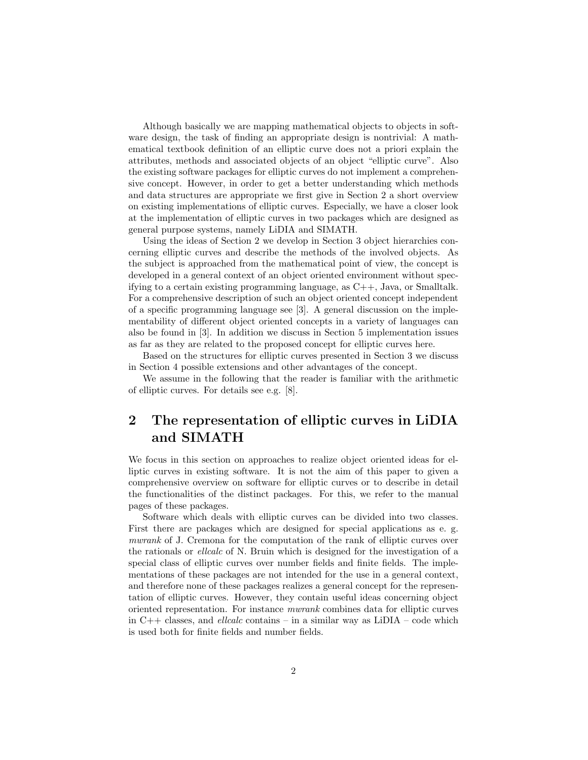Although basically we are mapping mathematical objects to objects in software design, the task of finding an appropriate design is nontrivial: A mathematical textbook definition of an elliptic curve does not a priori explain the attributes, methods and associated objects of an object "elliptic curve". Also the existing software packages for elliptic curves do not implement a comprehensive concept. However, in order to get a better understanding which methods and data structures are appropriate we first give in Section 2 a short overview on existing implementations of elliptic curves. Especially, we have a closer look at the implementation of elliptic curves in two packages which are designed as general purpose systems, namely LiDIA and SIMATH.

Using the ideas of Section 2 we develop in Section 3 object hierarchies concerning elliptic curves and describe the methods of the involved objects. As the subject is approached from the mathematical point of view, the concept is developed in a general context of an object oriented environment without specifying to a certain existing programming language, as C++, Java, or Smalltalk. For a comprehensive description of such an object oriented concept independent of a specific programming language see [3]. A general discussion on the implementability of different object oriented concepts in a variety of languages can also be found in [3]. In addition we discuss in Section 5 implementation issues as far as they are related to the proposed concept for elliptic curves here.

Based on the structures for elliptic curves presented in Section 3 we discuss in Section 4 possible extensions and other advantages of the concept.

We assume in the following that the reader is familiar with the arithmetic of elliptic curves. For details see e.g. [8].

## 2 The representation of elliptic curves in LiDIA and SIMATH

We focus in this section on approaches to realize object oriented ideas for elliptic curves in existing software. It is not the aim of this paper to given a comprehensive overview on software for elliptic curves or to describe in detail the functionalities of the distinct packages. For this, we refer to the manual pages of these packages.

Software which deals with elliptic curves can be divided into two classes. First there are packages which are designed for special applications as e. g. *mwrank* of J. Cremona for the computation of the rank of elliptic curves over the rationals or *ellcalc* of N. Bruin which is designed for the investigation of a special class of elliptic curves over number fields and finite fields. The implementations of these packages are not intended for the use in a general context, and therefore none of these packages realizes a general concept for the representation of elliptic curves. However, they contain useful ideas concerning object oriented representation. For instance *mwrank* combines data for elliptic curves in C++ classes, and *ellcalc* contains – in a similar way as LiDIA – code which is used both for finite fields and number fields.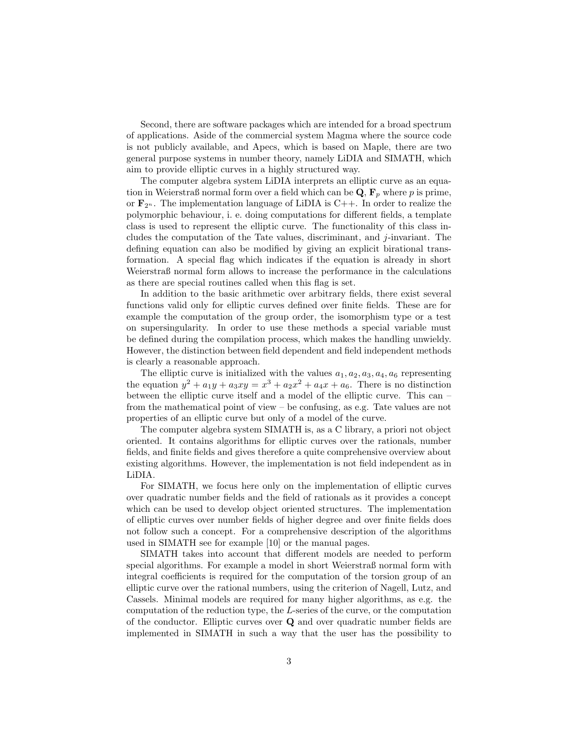Second, there are software packages which are intended for a broad spectrum of applications. Aside of the commercial system Magma where the source code is not publicly available, and Apecs, which is based on Maple, there are two general purpose systems in number theory, namely LiDIA and SIMATH, which aim to provide elliptic curves in a highly structured way.

The computer algebra system LiDIA interprets an elliptic curve as an equation in Weierstraß normal form over a field which can be $\mathbf{Q}$, $\mathbf{F}_p$ where $p$ is prime, or $\mathbf{F}_{2^n}$. The implementation language of LiDIA is C++. In order to realize the polymorphic behaviour, i. e. doing computations for different fields, a template class is used to represent the elliptic curve. The functionality of this class includes the computation of the Tate values, discriminant, and $j$-invariant. The defining equation can also be modified by giving an explicit birational transformation. A special flag which indicates if the equation is already in short Weierstraß normal form allows to increase the performance in the calculations as there are special routines called when this flag is set.

In addition to the basic arithmetic over arbitrary fields, there exist several functions valid only for elliptic curves defined over finite fields. These are for example the computation of the group order, the isomorphism type or a test on supersingularity. In order to use these methods a special variable must be defined during the compilation process, which makes the handling unwieldy. However, the distinction between field dependent and field independent methods is clearly a reasonable approach.

The elliptic curve is initialized with the values $a_1, a_2, a_3, a_4, a_6$ representing the equation $y^2 + a_1y + a_3xy = x^3 + a_2x^2 + a_4x + a_6$. There is no distinction between the elliptic curve itself and a model of the elliptic curve. This can – from the mathematical point of view – be confusing, as e.g. Tate values are not properties of an elliptic curve but only of a model of the curve.

The computer algebra system SIMATH is, as a C library, a priori not object oriented. It contains algorithms for elliptic curves over the rationals, number fields, and finite fields and gives therefore a quite comprehensive overview about existing algorithms. However, the implementation is not field independent as in LiDIA.

For SIMATH, we focus here only on the implementation of elliptic curves over quadratic number fields and the field of rationals as it provides a concept which can be used to develop object oriented structures. The implementation of elliptic curves over number fields of higher degree and over finite fields does not follow such a concept. For a comprehensive description of the algorithms used in SIMATH see for example [10] or the manual pages.

SIMATH takes into account that different models are needed to perform special algorithms. For example a model in short Weierstraß normal form with integral coefficients is required for the computation of the torsion group of an elliptic curve over the rational numbers, using the criterion of Nagell, Lutz, and Cassels. Minimal models are required for many higher algorithms, as e.g. the computation of the reduction type, the $L$-series of the curve, or the computation of the conductor. Elliptic curves over $\mathbf{Q}$ and over quadratic number fields are implemented in SIMATH in such a way that the user has the possibility to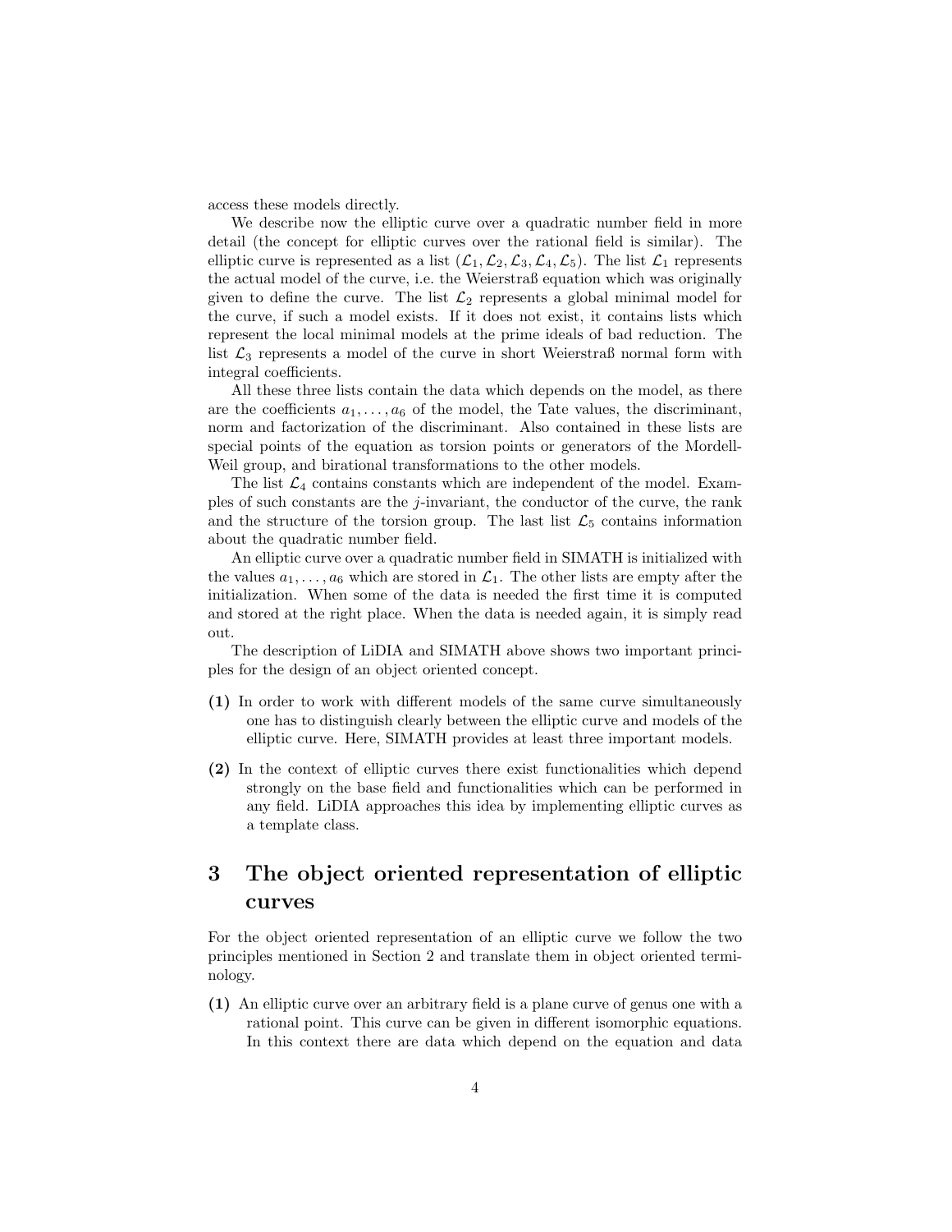access these models directly.

We describe now the elliptic curve over a quadratic number field in more detail (the concept for elliptic curves over the rational field is similar). The elliptic curve is represented as a list $(\mathcal{L}_1, \mathcal{L}_2, \mathcal{L}_3, \mathcal{L}_4, \mathcal{L}_5)$. The list $\mathcal{L}_1$ represents the actual model of the curve, i.e. the Weierstraß equation which was originally given to define the curve. The list $\mathcal{L}_2$ represents a global minimal model for the curve, if such a model exists. If it does not exist, it contains lists which represent the local minimal models at the prime ideals of bad reduction. The list $\mathcal{L}_3$ represents a model of the curve in short Weierstraß normal form with integral coefficients.

All these three lists contain the data which depends on the model, as there are the coefficients $a_1, \ldots, a_6$ of the model, the Tate values, the discriminant, norm and factorization of the discriminant. Also contained in these lists are special points of the equation as torsion points or generators of the Mordell-Weil group, and birational transformations to the other models.

The list $\mathcal{L}_4$ contains constants which are independent of the model. Examples of such constants are the $j$-invariant, the conductor of the curve, the rank and the structure of the torsion group. The last list $\mathcal{L}_5$ contains information about the quadratic number field.

An elliptic curve over a quadratic number field in SIMATH is initialized with the values $a_1, \ldots, a_6$ which are stored in $\mathcal{L}_1$. The other lists are empty after the initialization. When some of the data is needed the first time it is computed and stored at the right place. When the data is needed again, it is simply read out.

The description of LiDIA and SIMATH above shows two important principles for the design of an object oriented concept.

**(1)** In order to work with different models of the same curve simultaneously one has to distinguish clearly between the elliptic curve and models of the elliptic curve. Here, SIMATH provides at least three important models.

**(2)** In the context of elliptic curves there exist functionalities which depend strongly on the base field and functionalities which can be performed in any field. LiDIA approaches this idea by implementing elliptic curves as a template class.

# 3 The object oriented representation of elliptic curves

For the object oriented representation of an elliptic curve we follow the two principles mentioned in Section 2 and translate them in object oriented terminology.

**(1)** An elliptic curve over an arbitrary field is a plane curve of genus one with a rational point. This curve can be given in different isomorphic equations. In this context there are data which depend on the equation and data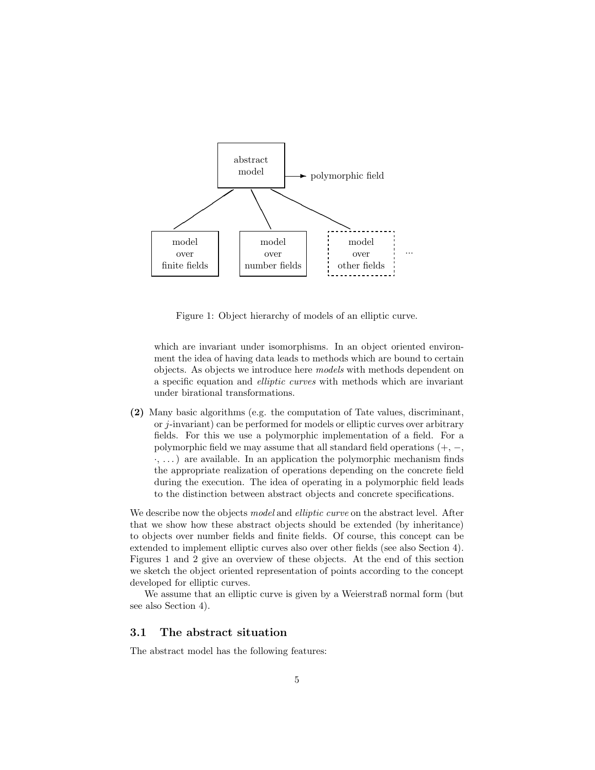Figure 1: Object hierarchy of models of an elliptic curve.

which are invariant under isomorphisms. In an object oriented environment the idea of having data leads to methods which are bound to certain objects. As objects we introduce here *models* with methods dependent on a specific equation and *elliptic curves* with methods which are invariant under birational transformations.

**(2)** Many basic algorithms (e.g. the computation of Tate values, discriminant, or $j$-invariant) can be performed for models or elliptic curves over arbitrary fields. For this we use a polymorphic implementation of a field. For a polymorphic field we may assume that all standard field operations ($+$, $-$, $\cdot$, ...) are available. In an application the polymorphic mechanism finds the appropriate realization of operations depending on the concrete field during the execution. The idea of operating in a polymorphic field leads to the distinction between abstract objects and concrete specifications.

We describe now the objects *model* and *elliptic curve* on the abstract level. After that we show how these abstract objects should be extended (by inheritance) to objects over number fields and finite fields. Of course, this concept can be extended to implement elliptic curves also over other fields (see also Section 4). Figures 1 and 2 give an overview of these objects. At the end of this section we sketch the object oriented representation of points according to the concept developed for elliptic curves.

We assume that an elliptic curve is given by a Weierstraß normal form (but see also Section 4).

### 3.1 The abstract situation

The abstract model has the following features: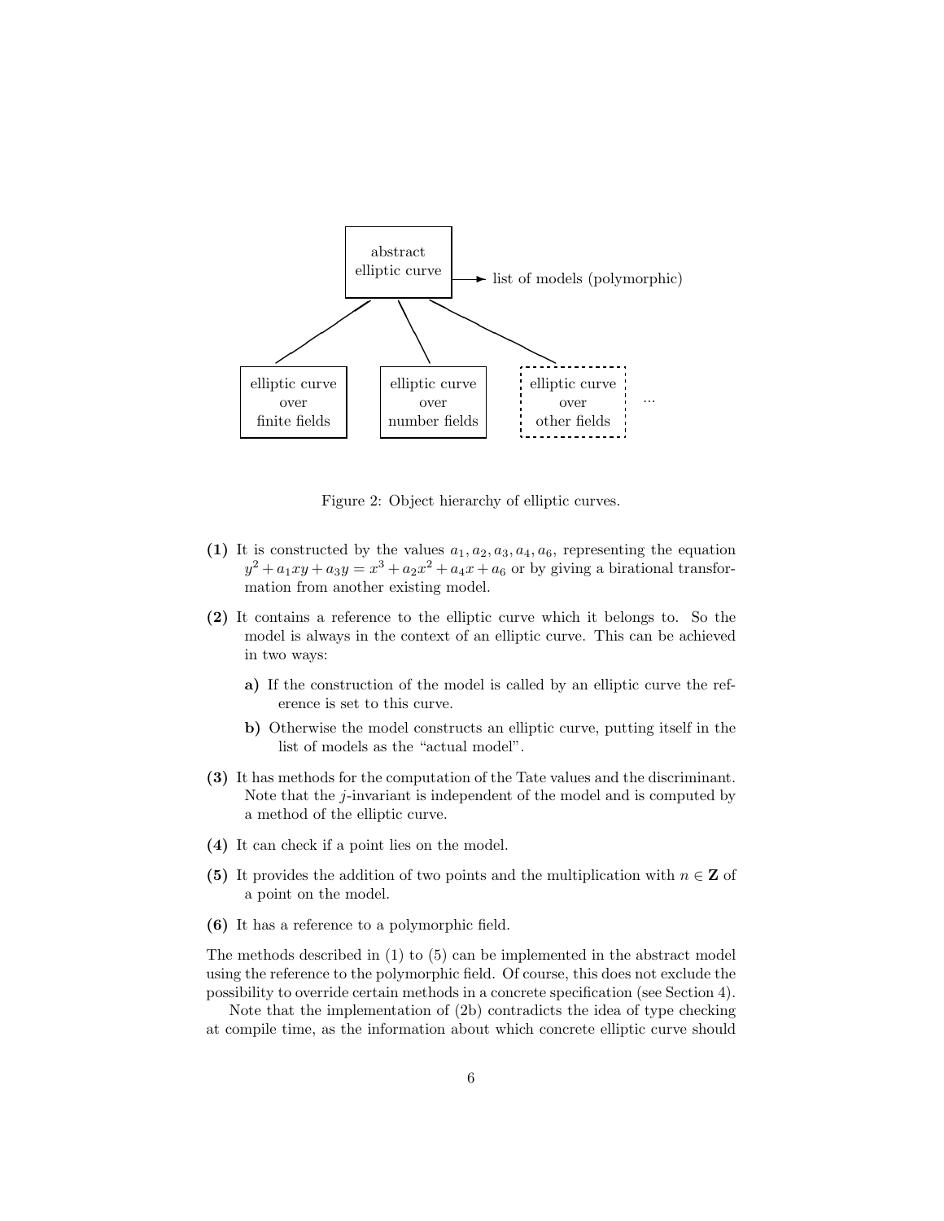Figure 2: Object hierarchy of elliptic curves.

**(1)** It is constructed by the values $a_1, a_2, a_3, a_4, a_6$, representing the equation $y^2 + a_1xy + a_3y = x^3 + a_2x^2 + a_4x + a_6$ or by giving a birational transformation from another existing model.

**(2)** It contains a reference to the elliptic curve which it belongs to. So the model is always in the context of an elliptic curve. This can be achieved in two ways:

  **a)** If the construction of the model is called by an elliptic curve the reference is set to this curve.

  **b)** Otherwise the model constructs an elliptic curve, putting itself in the list of models as the "actual model".

**(3)** It has methods for the computation of the Tate values and the discriminant. Note that the $j$-invariant is independent of the model and is computed by a method of the elliptic curve.

**(4)** It can check if a point lies on the model.

**(5)** It provides the addition of two points and the multiplication with $n \in \mathbf{Z}$ of a point on the model.

**(6)** It has a reference to a polymorphic field.

The methods described in (1) to (5) can be implemented in the abstract model using the reference to the polymorphic field. Of course, this does not exclude the possibility to override certain methods in a concrete specification (see Section 4).

Note that the implementation of (2b) contradicts the idea of type checking at compile time, as the information about which concrete elliptic curve should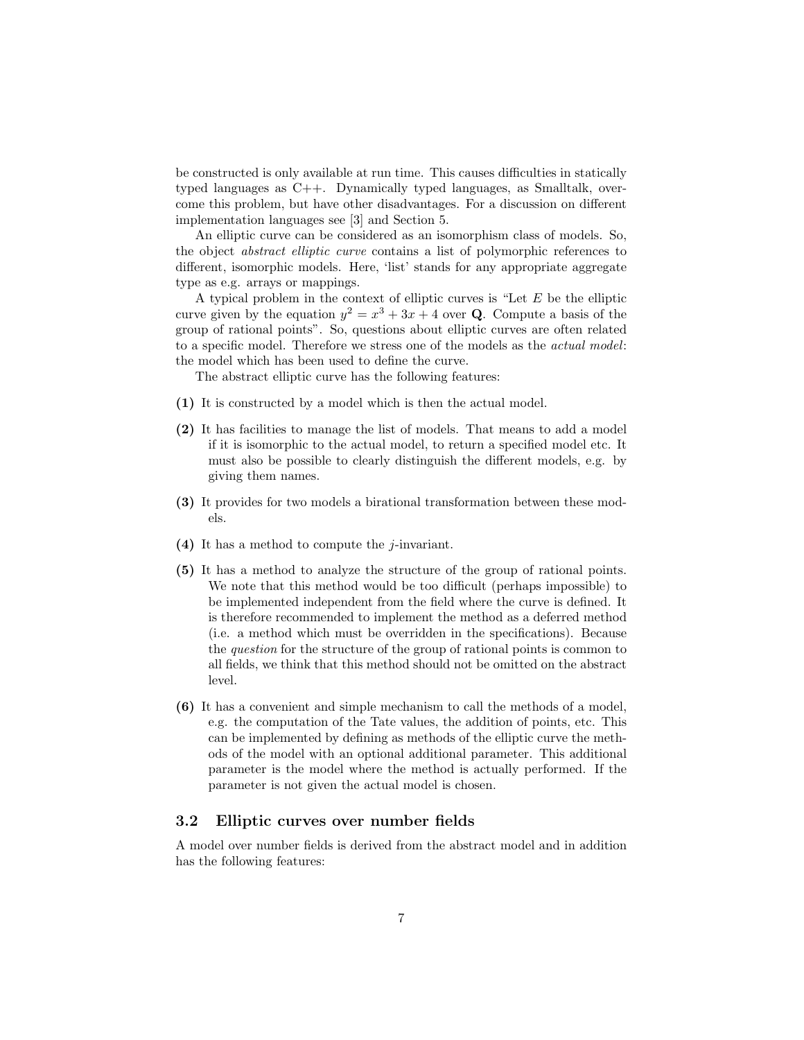be constructed is only available at run time. This causes difficulties in statically typed languages as C++. Dynamically typed languages, as Smalltalk, overcome this problem, but have other disadvantages. For a discussion on different implementation languages see [3] and Section 5.

An elliptic curve can be considered as an isomorphism class of models. So, the object *abstract elliptic curve* contains a list of polymorphic references to different, isomorphic models. Here, 'list' stands for any appropriate aggregate type as e.g. arrays or mappings.

A typical problem in the context of elliptic curves is "Let $E$ be the elliptic curve given by the equation $y^2 = x^3 + 3x + 4$ over $\mathbf{Q}$. Compute a basis of the group of rational points". So, questions about elliptic curves are often related to a specific model. Therefore we stress one of the models as the *actual model*: the model which has been used to define the curve.

The abstract elliptic curve has the following features:

**(1)** It is constructed by a model which is then the actual model.

**(2)** It has facilities to manage the list of models. That means to add a model if it is isomorphic to the actual model, to return a specified model etc. It must also be possible to clearly distinguish the different models, e.g. by giving them names.

**(3)** It provides for two models a birational transformation between these models.

**(4)** It has a method to compute the $j$-invariant.

**(5)** It has a method to analyze the structure of the group of rational points. We note that this method would be too difficult (perhaps impossible) to be implemented independent from the field where the curve is defined. It is therefore recommended to implement the method as a deferred method (i.e. a method which must be overridden in the specifications). Because the *question* for the structure of the group of rational points is common to all fields, we think that this method should not be omitted on the abstract level.

**(6)** It has a convenient and simple mechanism to call the methods of a model, e.g. the computation of the Tate values, the addition of points, etc. This can be implemented by defining as methods of the elliptic curve the methods of the model with an optional additional parameter. This additional parameter is the model where the method is actually performed. If the parameter is not given the actual model is chosen.

### 3.2 Elliptic curves over number fields

A model over number fields is derived from the abstract model and in addition has the following features: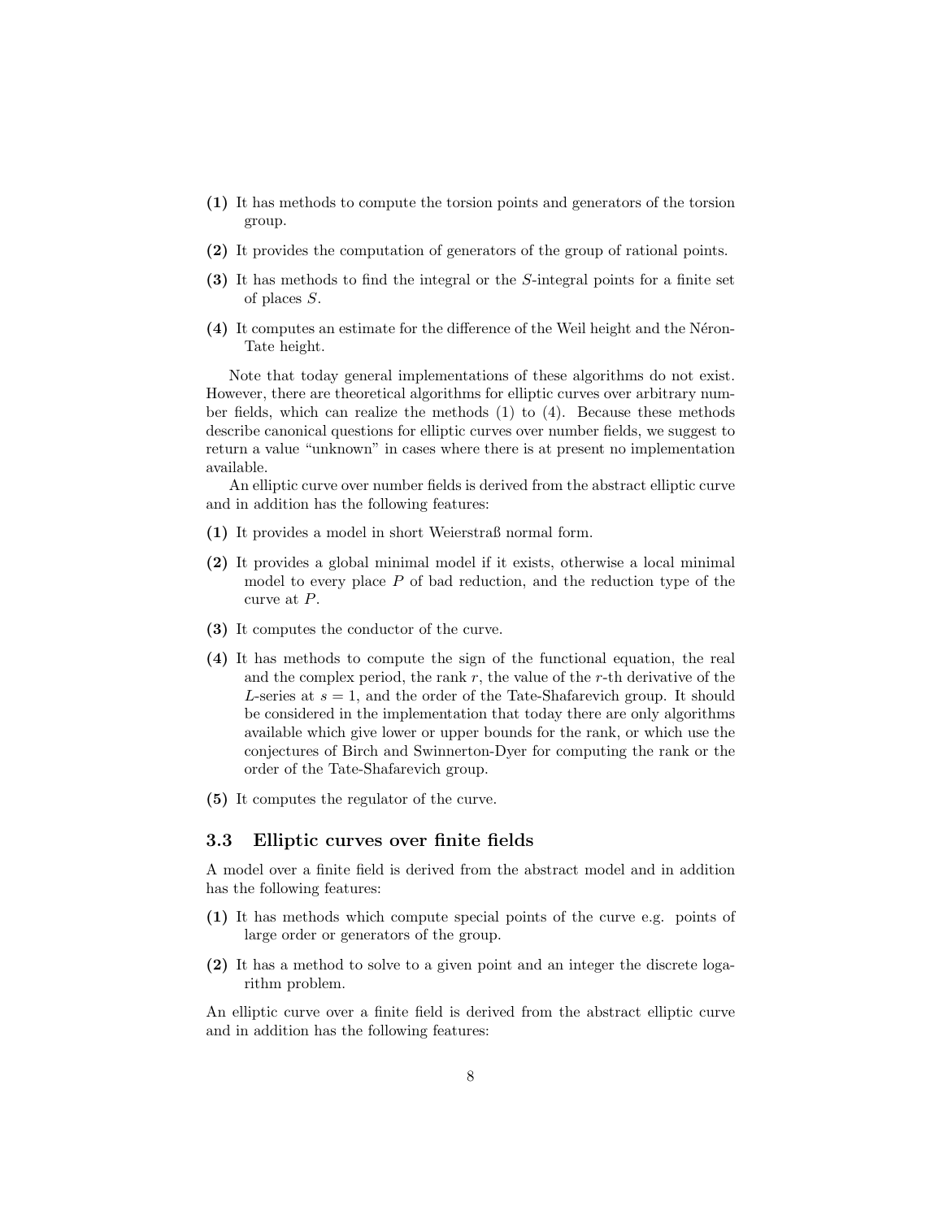**(1)** It has methods to compute the torsion points and generators of the torsion group.

**(2)** It provides the computation of generators of the group of rational points.

**(3)** It has methods to find the integral or the $S$-integral points for a finite set of places $S$.

**(4)** It computes an estimate for the difference of the Weil height and the Néron-Tate height.

Note that today general implementations of these algorithms do not exist. However, there are theoretical algorithms for elliptic curves over arbitrary number fields, which can realize the methods (1) to (4). Because these methods describe canonical questions for elliptic curves over number fields, we suggest to return a value "unknown" in cases where there is at present no implementation available.

An elliptic curve over number fields is derived from the abstract elliptic curve and in addition has the following features:

**(1)** It provides a model in short Weierstraß normal form.

**(2)** It provides a global minimal model if it exists, otherwise a local minimal model to every place $P$ of bad reduction, and the reduction type of the curve at $P$.

**(3)** It computes the conductor of the curve.

**(4)** It has methods to compute the sign of the functional equation, the real and the complex period, the rank $r$, the value of the $r$-th derivative of the $L$-series at $s = 1$, and the order of the Tate-Shafarevich group. It should be considered in the implementation that today there are only algorithms available which give lower or upper bounds for the rank, or which use the conjectures of Birch and Swinnerton-Dyer for computing the rank or the order of the Tate-Shafarevich group.

**(5)** It computes the regulator of the curve.

### 3.3 Elliptic curves over finite fields

A model over a finite field is derived from the abstract model and in addition has the following features:

**(1)** It has methods which compute special points of the curve e.g. points of large order or generators of the group.

**(2)** It has a method to solve to a given point and an integer the discrete logarithm problem.

An elliptic curve over a finite field is derived from the abstract elliptic curve and in addition has the following features: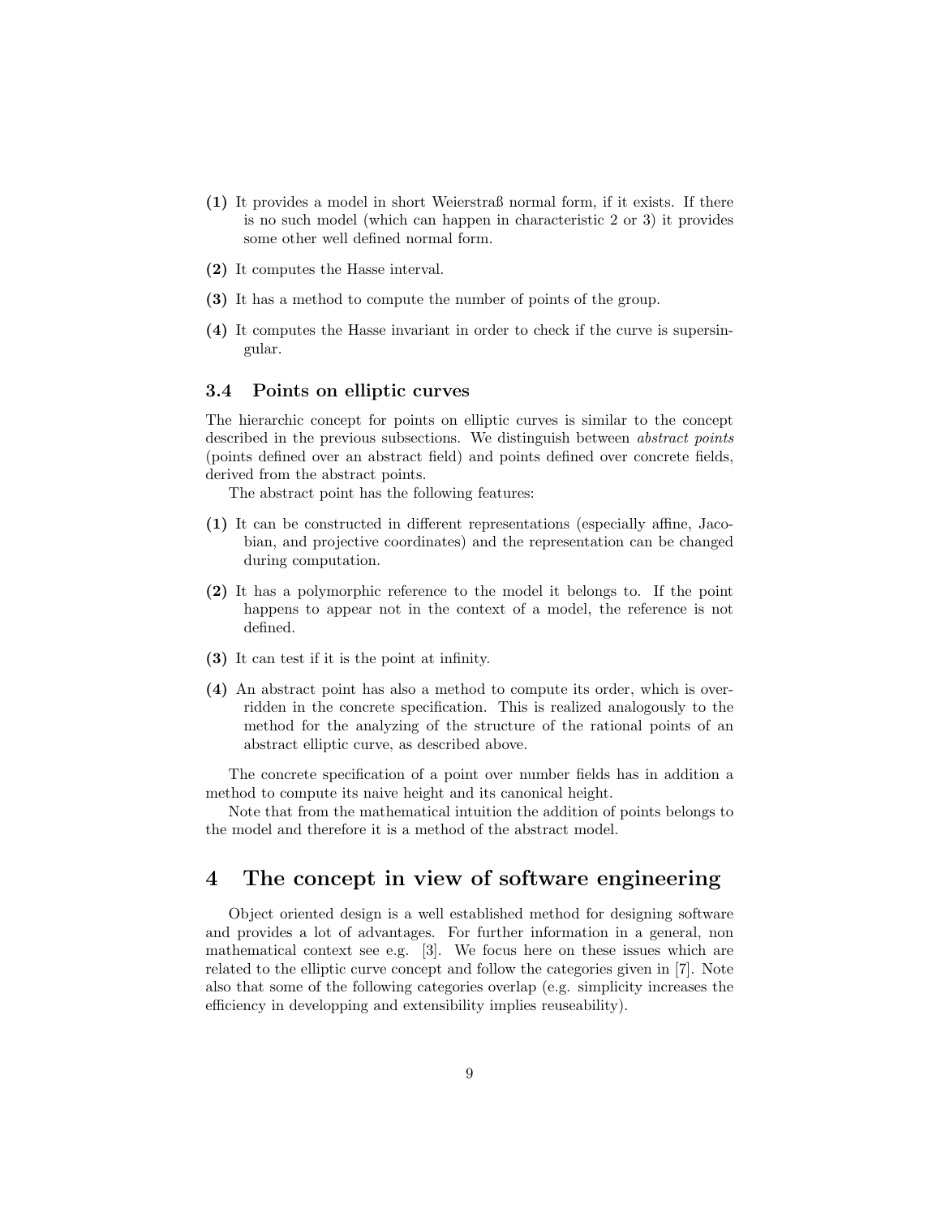**(1)** It provides a model in short Weierstraß normal form, if it exists. If there is no such model (which can happen in characteristic 2 or 3) it provides some other well defined normal form.

**(2)** It computes the Hasse interval.

**(3)** It has a method to compute the number of points of the group.

**(4)** It computes the Hasse invariant in order to check if the curve is supersingular.

### 3.4 Points on elliptic curves

The hierarchic concept for points on elliptic curves is similar to the concept described in the previous subsections. We distinguish between *abstract points* (points defined over an abstract field) and points defined over concrete fields, derived from the abstract points.

The abstract point has the following features:

**(1)** It can be constructed in different representations (especially affine, Jacobian, and projective coordinates) and the representation can be changed during computation.

**(2)** It has a polymorphic reference to the model it belongs to. If the point happens to appear not in the context of a model, the reference is not defined.

**(3)** It can test if it is the point at infinity.

**(4)** An abstract point has also a method to compute its order, which is overridden in the concrete specification. This is realized analogously to the method for the analyzing of the structure of the rational points of an abstract elliptic curve, as described above.

The concrete specification of a point over number fields has in addition a method to compute its naive height and its canonical height.

Note that from the mathematical intuition the addition of points belongs to the model and therefore it is a method of the abstract model.

## 4 The concept in view of software engineering

Object oriented design is a well established method for designing software and provides a lot of advantages. For further information in a general, non mathematical context see e.g. [3]. We focus here on these issues which are related to the elliptic curve concept and follow the categories given in [7]. Note also that some of the following categories overlap (e.g. simplicity increases the efficiency in developping and extensibility implies reuseability).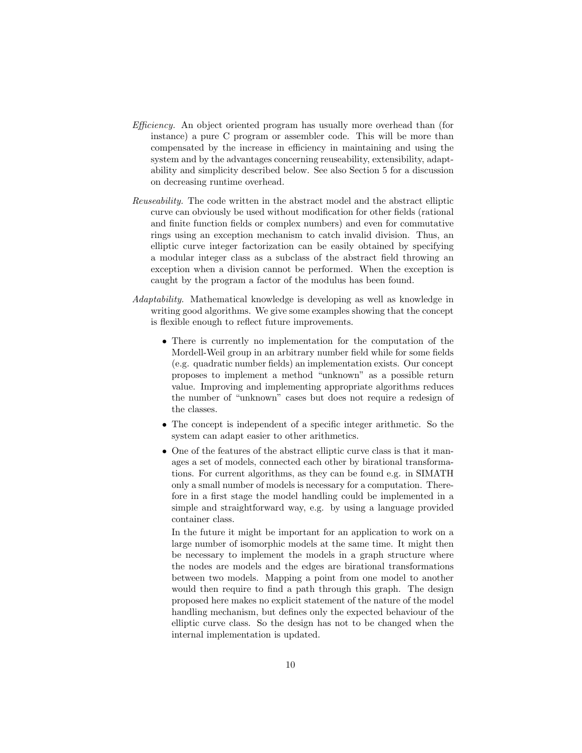*Efficiency.* An object oriented program has usually more overhead than (for instance) a pure C program or assembler code. This will be more than compensated by the increase in efficiency in maintaining and using the system and by the advantages concerning reuseability, extensibility, adaptability and simplicity described below. See also Section 5 for a discussion on decreasing runtime overhead.

*Reuseability.* The code written in the abstract model and the abstract elliptic curve can obviously be used without modification for other fields (rational and finite function fields or complex numbers) and even for commutative rings using an exception mechanism to catch invalid division. Thus, an elliptic curve integer factorization can be easily obtained by specifying a modular integer class as a subclass of the abstract field throwing an exception when a division cannot be performed. When the exception is caught by the program a factor of the modulus has been found.

*Adaptability.* Mathematical knowledge is developing as well as knowledge in writing good algorithms. We give some examples showing that the concept is flexible enough to reflect future improvements.

- There is currently no implementation for the computation of the Mordell-Weil group in an arbitrary number field while for some fields (e.g. quadratic number fields) an implementation exists. Our concept proposes to implement a method "unknown" as a possible return value. Improving and implementing appropriate algorithms reduces the number of "unknown" cases but does not require a redesign of the classes.
- The concept is independent of a specific integer arithmetic. So the system can adapt easier to other arithmetics.
- One of the features of the abstract elliptic curve class is that it manages a set of models, connected each other by birational transformations. For current algorithms, as they can be found e.g. in SIMATH only a small number of models is necessary for a computation. Therefore in a first stage the model handling could be implemented in a simple and straightforward way, e.g. by using a language provided container class.

  In the future it might be important for an application to work on a large number of isomorphic models at the same time. It might then be necessary to implement the models in a graph structure where the nodes are models and the edges are birational transformations between two models. Mapping a point from one model to another would then require to find a path through this graph. The design proposed here makes no explicit statement of the nature of the model handling mechanism, but defines only the expected behaviour of the elliptic curve class. So the design has not to be changed when the internal implementation is updated.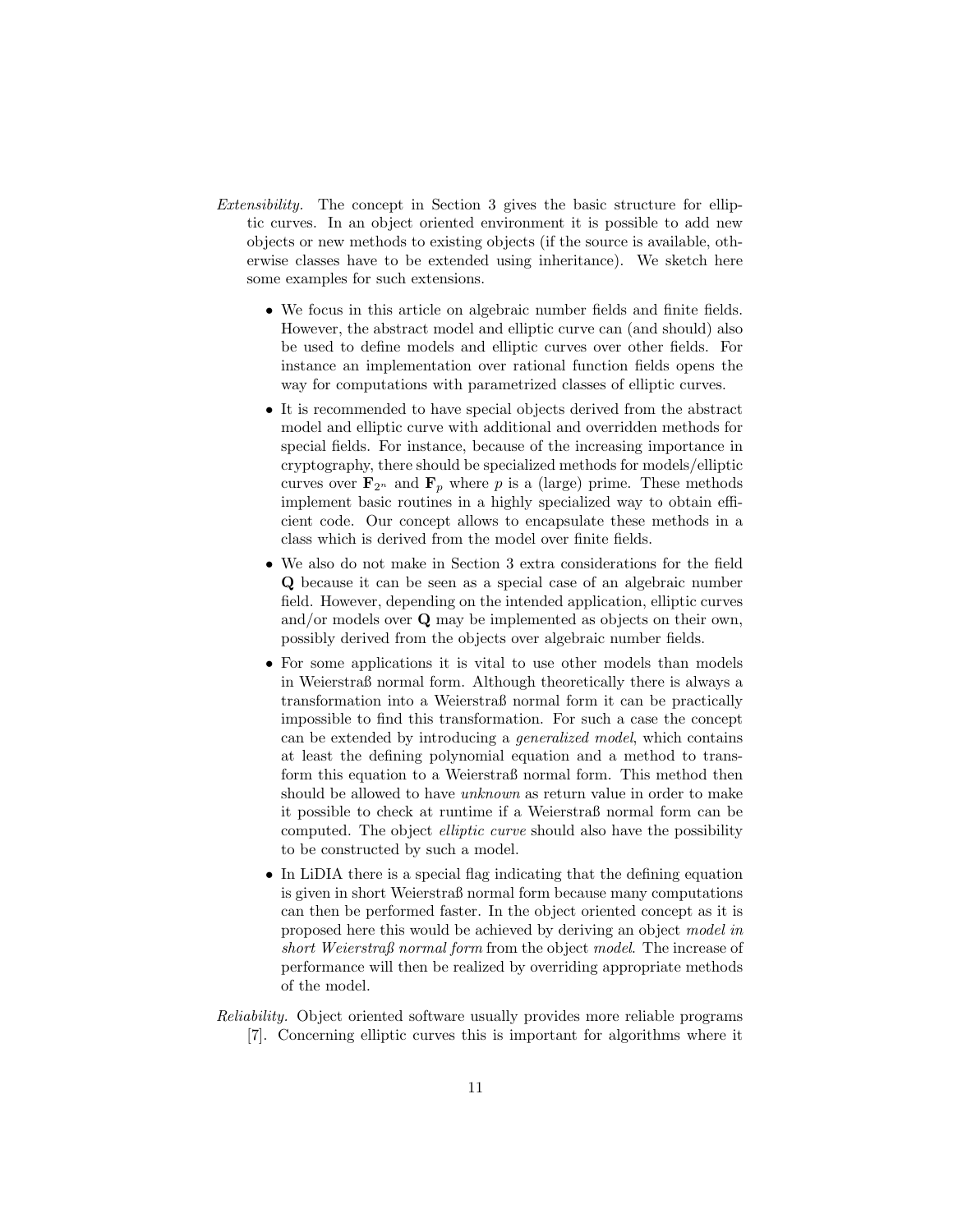*Extensibility.* The concept in Section 3 gives the basic structure for elliptic curves. In an object oriented environment it is possible to add new objects or new methods to existing objects (if the source is available, otherwise classes have to be extended using inheritance). We sketch here some examples for such extensions.

- We focus in this article on algebraic number fields and finite fields. However, the abstract model and elliptic curve can (and should) also be used to define models and elliptic curves over other fields. For instance an implementation over rational function fields opens the way for computations with parametrized classes of elliptic curves.
- It is recommended to have special objects derived from the abstract model and elliptic curve with additional and overridden methods for special fields. For instance, because of the increasing importance in cryptography, there should be specialized methods for models/elliptic curves over $\mathbf{F}_{2^n}$ and $\mathbf{F}_p$ where $p$ is a (large) prime. These methods implement basic routines in a highly specialized way to obtain efficient code. Our concept allows to encapsulate these methods in a class which is derived from the model over finite fields.
- We also do not make in Section 3 extra considerations for the field $\mathbf{Q}$ because it can be seen as a special case of an algebraic number field. However, depending on the intended application, elliptic curves and/or models over $\mathbf{Q}$ may be implemented as objects on their own, possibly derived from the objects over algebraic number fields.
- For some applications it is vital to use other models than models in Weierstraß normal form. Although theoretically there is always a transformation into a Weierstraß normal form it can be practically impossible to find this transformation. For such a case the concept can be extended by introducing a *generalized model*, which contains at least the defining polynomial equation and a method to transform this equation to a Weierstraß normal form. This method then should be allowed to have *unknown* as return value in order to make it possible to check at runtime if a Weierstraß normal form can be computed. The object *elliptic curve* should also have the possibility to be constructed by such a model.
- In LiDIA there is a special flag indicating that the defining equation is given in short Weierstraß normal form because many computations can then be performed faster. In the object oriented concept as it is proposed here this would be achieved by deriving an object *model in short Weierstraß normal form* from the object *model*. The increase of performance will then be realized by overriding appropriate methods of the model.

*Reliability.* Object oriented software usually provides more reliable programs [7]. Concerning elliptic curves this is important for algorithms where it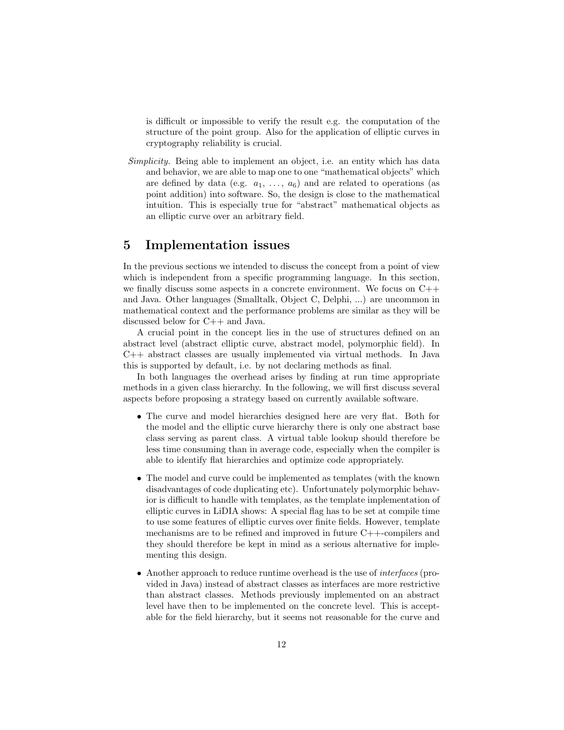is difficult or impossible to verify the result e.g. the computation of the structure of the point group. Also for the application of elliptic curves in cryptography reliability is crucial.

*Simplicity.* Being able to implement an object, i.e. an entity which has data and behavior, we are able to map one to one "mathematical objects" which are defined by data (e.g. $a_1, \ldots, a_6$) and are related to operations (as point addition) into software. So, the design is close to the mathematical intuition. This is especially true for "abstract" mathematical objects as an elliptic curve over an arbitrary field.

# 5 Implementation issues

In the previous sections we intended to discuss the concept from a point of view which is independent from a specific programming language. In this section, we finally discuss some aspects in a concrete environment. We focus on C++ and Java. Other languages (Smalltalk, Object C, Delphi, ...) are uncommon in mathematical context and the performance problems are similar as they will be discussed below for C++ and Java.

A crucial point in the concept lies in the use of structures defined on an abstract level (abstract elliptic curve, abstract model, polymorphic field). In C++ abstract classes are usually implemented via virtual methods. In Java this is supported by default, i.e. by not declaring methods as final.

In both languages the overhead arises by finding at run time appropriate methods in a given class hierarchy. In the following, we will first discuss several aspects before proposing a strategy based on currently available software.

- The curve and model hierarchies designed here are very flat. Both for the model and the elliptic curve hierarchy there is only one abstract base class serving as parent class. A virtual table lookup should therefore be less time consuming than in average code, especially when the compiler is able to identify flat hierarchies and optimize code appropriately.
- The model and curve could be implemented as templates (with the known disadvantages of code duplicating etc). Unfortunately polymorphic behavior is difficult to handle with templates, as the template implementation of elliptic curves in LiDIA shows: A special flag has to be set at compile time to use some features of elliptic curves over finite fields. However, template mechanisms are to be refined and improved in future C++-compilers and they should therefore be kept in mind as a serious alternative for implementing this design.
- Another approach to reduce runtime overhead is the use of *interfaces* (provided in Java) instead of abstract classes as interfaces are more restrictive than abstract classes. Methods previously implemented on an abstract level have then to be implemented on the concrete level. This is acceptable for the field hierarchy, but it seems not reasonable for the curve and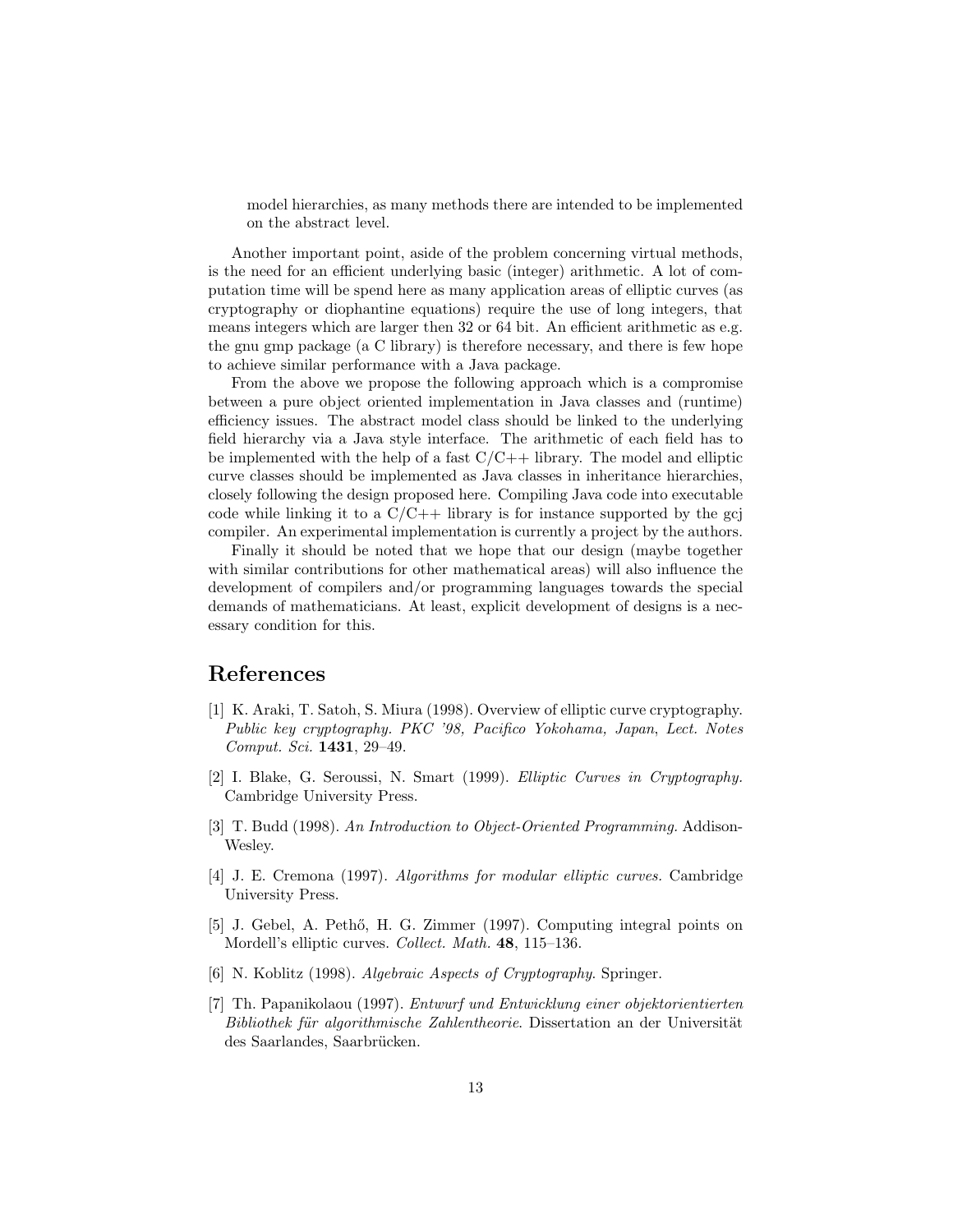model hierarchies, as many methods there are intended to be implemented on the abstract level.

Another important point, aside of the problem concerning virtual methods, is the need for an efficient underlying basic (integer) arithmetic. A lot of computation time will be spend here as many application areas of elliptic curves (as cryptography or diophantine equations) require the use of long integers, that means integers which are larger then 32 or 64 bit. An efficient arithmetic as e.g. the gnu gmp package (a C library) is therefore necessary, and there is few hope to achieve similar performance with a Java package.

From the above we propose the following approach which is a compromise between a pure object oriented implementation in Java classes and (runtime) efficiency issues. The abstract model class should be linked to the underlying field hierarchy via a Java style interface. The arithmetic of each field has to be implemented with the help of a fast C/C++ library. The model and elliptic curve classes should be implemented as Java classes in inheritance hierarchies, closely following the design proposed here. Compiling Java code into executable code while linking it to a C/C++ library is for instance supported by the gcj compiler. An experimental implementation is currently a project by the authors.

Finally it should be noted that we hope that our design (maybe together with similar contributions for other mathematical areas) will also influence the development of compilers and/or programming languages towards the special demands of mathematicians. At least, explicit development of designs is a necessary condition for this.

## References

[1] K. Araki, T. Satoh, S. Miura (1998). Overview of elliptic curve cryptography. *Public key cryptography. PKC '98, Pacifico Yokohama, Japan*, *Lect. Notes Comput. Sci.* **1431**, 29–49.

[2] I. Blake, G. Seroussi, N. Smart (1999). *Elliptic Curves in Cryptography.* Cambridge University Press.

[3] T. Budd (1998). *An Introduction to Object-Oriented Programming.* Addison-Wesley.

[4] J. E. Cremona (1997). *Algorithms for modular elliptic curves.* Cambridge University Press.

[5] J. Gebel, A. Pethő, H. G. Zimmer (1997). Computing integral points on Mordell's elliptic curves. *Collect. Math.* **48**, 115–136.

[6] N. Koblitz (1998). *Algebraic Aspects of Cryptography.* Springer.

[7] Th. Papanikolaou (1997). *Entwurf und Entwicklung einer objektorientierten Bibliothek für algorithmische Zahlentheorie*. Dissertation an der Universität des Saarlandes, Saarbrücken.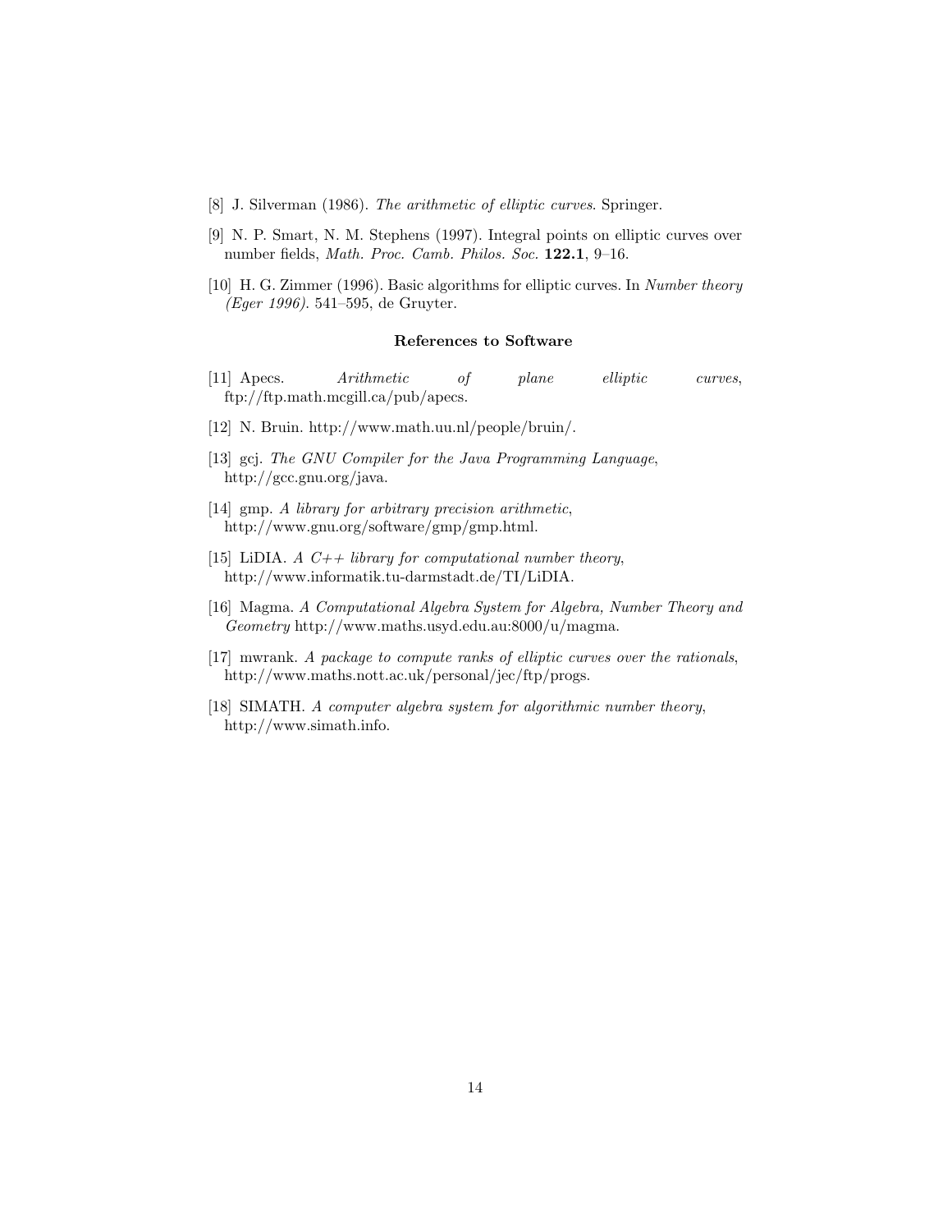[8] J. Silverman (1986). *The arithmetic of elliptic curves*. Springer.

[9] N. P. Smart, N. M. Stephens (1997). Integral points on elliptic curves over number fields, *Math. Proc. Camb. Philos. Soc.* **122.1**, 9–16.

[10] H. G. Zimmer (1996). Basic algorithms for elliptic curves. In *Number theory (Eger 1996)*. 541–595, de Gruyter.

### References to Software

[11] Apecs. *Arithmetic of plane elliptic curves*, ftp://ftp.math.mcgill.ca/pub/apecs.

[12] N. Bruin. http://www.math.uu.nl/people/bruin/.

[13] gcj. *The GNU Compiler for the Java Programming Language*, http://gcc.gnu.org/java.

[14] gmp. *A library for arbitrary precision arithmetic*, http://www.gnu.org/software/gmp/gmp.html.

[15] LiDIA. *A C++ library for computational number theory*, http://www.informatik.tu-darmstadt.de/TI/LiDIA.

[16] Magma. *A Computational Algebra System for Algebra, Number Theory and Geometry* http://www.maths.usyd.edu.au:8000/u/magma.

[17] mwrank. *A package to compute ranks of elliptic curves over the rationals*, http://www.maths.nott.ac.uk/personal/jec/ftp/progs.

[18] SIMATH. *A computer algebra system for algorithmic number theory*, http://www.simath.info.